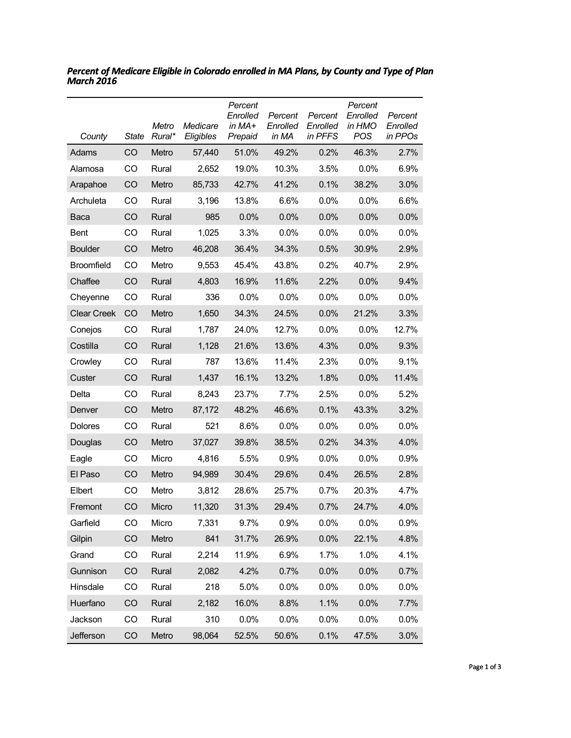***Percent of Medicare Eligible in Colorado enrolled in MA Plans, by County and Type of Plan March 2016***

| *County* | *State* | *Metro Rural** | *Medicare Eligibles* | *Percent Enrolled in MA+ Prepaid* | *Percent Enrolled in MA* | *Percent Enrolled in PFFS* | *Percent Enrolled in HMO POS* | *Percent Enrolled in PPOs* |
|---|---|---|---|---|---|---|---|---|
| Adams | CO | Metro | 57,440 | 51.0% | 49.2% | 0.2% | 46.3% | 2.7% |
| Alamosa | CO | Rural | 2,652 | 19.0% | 10.3% | 3.5% | 0.0% | 6.9% |
| Arapahoe | CO | Metro | 85,733 | 42.7% | 41.2% | 0.1% | 38.2% | 3.0% |
| Archuleta | CO | Rural | 3,196 | 13.8% | 6.6% | 0.0% | 0.0% | 6.6% |
| Baca | CO | Rural | 985 | 0.0% | 0.0% | 0.0% | 0.0% | 0.0% |
| Bent | CO | Rural | 1,025 | 3.3% | 0.0% | 0.0% | 0.0% | 0.0% |
| Boulder | CO | Metro | 46,208 | 36.4% | 34.3% | 0.5% | 30.9% | 2.9% |
| Broomfield | CO | Metro | 9,553 | 45.4% | 43.8% | 0.2% | 40.7% | 2.9% |
| Chaffee | CO | Rural | 4,803 | 16.9% | 11.6% | 2.2% | 0.0% | 9.4% |
| Cheyenne | CO | Rural | 336 | 0.0% | 0.0% | 0.0% | 0.0% | 0.0% |
| Clear Creek | CO | Metro | 1,650 | 34.3% | 24.5% | 0.0% | 21.2% | 3.3% |
| Conejos | CO | Rural | 1,787 | 24.0% | 12.7% | 0.0% | 0.0% | 12.7% |
| Costilla | CO | Rural | 1,128 | 21.6% | 13.6% | 4.3% | 0.0% | 9.3% |
| Crowley | CO | Rural | 787 | 13.6% | 11.4% | 2.3% | 0.0% | 9.1% |
| Custer | CO | Rural | 1,437 | 16.1% | 13.2% | 1.8% | 0.0% | 11.4% |
| Delta | CO | Rural | 8,243 | 23.7% | 7.7% | 2.5% | 0.0% | 5.2% |
| Denver | CO | Metro | 87,172 | 48.2% | 46.6% | 0.1% | 43.3% | 3.2% |
| Dolores | CO | Rural | 521 | 8.6% | 0.0% | 0.0% | 0.0% | 0.0% |
| Douglas | CO | Metro | 37,027 | 39.8% | 38.5% | 0.2% | 34.3% | 4.0% |
| Eagle | CO | Micro | 4,816 | 5.5% | 0.9% | 0.0% | 0.0% | 0.9% |
| El Paso | CO | Metro | 94,989 | 30.4% | 29.6% | 0.4% | 26.5% | 2.8% |
| Elbert | CO | Metro | 3,812 | 28.6% | 25.7% | 0.7% | 20.3% | 4.7% |
| Fremont | CO | Micro | 11,320 | 31.3% | 29.4% | 0.7% | 24.7% | 4.0% |
| Garfield | CO | Micro | 7,331 | 9.7% | 0.9% | 0.0% | 0.0% | 0.9% |
| Gilpin | CO | Metro | 841 | 31.7% | 26.9% | 0.0% | 22.1% | 4.8% |
| Grand | CO | Rural | 2,214 | 11.9% | 6.9% | 1.7% | 1.0% | 4.1% |
| Gunnison | CO | Rural | 2,082 | 4.2% | 0.7% | 0.0% | 0.0% | 0.7% |
| Hinsdale | CO | Rural | 218 | 5.0% | 0.0% | 0.0% | 0.0% | 0.0% |
| Huerfano | CO | Rural | 2,182 | 16.0% | 8.8% | 1.1% | 0.0% | 7.7% |
| Jackson | CO | Rural | 310 | 0.0% | 0.0% | 0.0% | 0.0% | 0.0% |
| Jefferson | CO | Metro | 98,064 | 52.5% | 50.6% | 0.1% | 47.5% | 3.0% |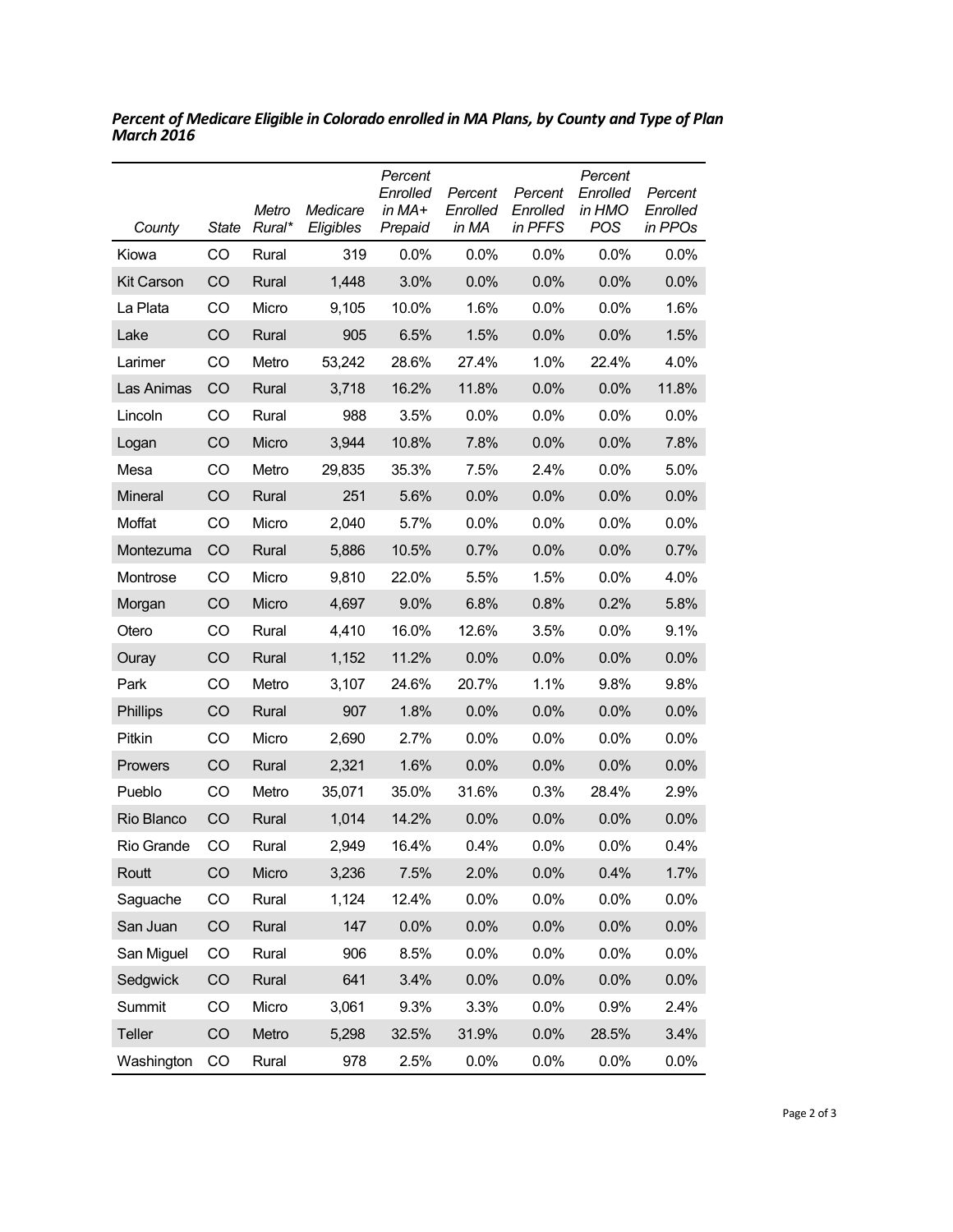***Percent of Medicare Eligible in Colorado enrolled in MA Plans, by County and Type of Plan March 2016***

| *County* | *State* | *Metro Rural** | *Medicare Eligibles* | *Percent Enrolled in MA+ Prepaid* | *Percent Enrolled in MA* | *Percent Enrolled in PFFS* | *Percent Enrolled in HMO POS* | *Percent Enrolled in PPOs* |
|---|---|---|---|---|---|---|---|---|
| Kiowa | CO | Rural | 319 | 0.0% | 0.0% | 0.0% | 0.0% | 0.0% |
| Kit Carson | CO | Rural | 1,448 | 3.0% | 0.0% | 0.0% | 0.0% | 0.0% |
| La Plata | CO | Micro | 9,105 | 10.0% | 1.6% | 0.0% | 0.0% | 1.6% |
| Lake | CO | Rural | 905 | 6.5% | 1.5% | 0.0% | 0.0% | 1.5% |
| Larimer | CO | Metro | 53,242 | 28.6% | 27.4% | 1.0% | 22.4% | 4.0% |
| Las Animas | CO | Rural | 3,718 | 16.2% | 11.8% | 0.0% | 0.0% | 11.8% |
| Lincoln | CO | Rural | 988 | 3.5% | 0.0% | 0.0% | 0.0% | 0.0% |
| Logan | CO | Micro | 3,944 | 10.8% | 7.8% | 0.0% | 0.0% | 7.8% |
| Mesa | CO | Metro | 29,835 | 35.3% | 7.5% | 2.4% | 0.0% | 5.0% |
| Mineral | CO | Rural | 251 | 5.6% | 0.0% | 0.0% | 0.0% | 0.0% |
| Moffat | CO | Micro | 2,040 | 5.7% | 0.0% | 0.0% | 0.0% | 0.0% |
| Montezuma | CO | Rural | 5,886 | 10.5% | 0.7% | 0.0% | 0.0% | 0.7% |
| Montrose | CO | Micro | 9,810 | 22.0% | 5.5% | 1.5% | 0.0% | 4.0% |
| Morgan | CO | Micro | 4,697 | 9.0% | 6.8% | 0.8% | 0.2% | 5.8% |
| Otero | CO | Rural | 4,410 | 16.0% | 12.6% | 3.5% | 0.0% | 9.1% |
| Ouray | CO | Rural | 1,152 | 11.2% | 0.0% | 0.0% | 0.0% | 0.0% |
| Park | CO | Metro | 3,107 | 24.6% | 20.7% | 1.1% | 9.8% | 9.8% |
| Phillips | CO | Rural | 907 | 1.8% | 0.0% | 0.0% | 0.0% | 0.0% |
| Pitkin | CO | Micro | 2,690 | 2.7% | 0.0% | 0.0% | 0.0% | 0.0% |
| Prowers | CO | Rural | 2,321 | 1.6% | 0.0% | 0.0% | 0.0% | 0.0% |
| Pueblo | CO | Metro | 35,071 | 35.0% | 31.6% | 0.3% | 28.4% | 2.9% |
| Rio Blanco | CO | Rural | 1,014 | 14.2% | 0.0% | 0.0% | 0.0% | 0.0% |
| Rio Grande | CO | Rural | 2,949 | 16.4% | 0.4% | 0.0% | 0.0% | 0.4% |
| Routt | CO | Micro | 3,236 | 7.5% | 2.0% | 0.0% | 0.4% | 1.7% |
| Saguache | CO | Rural | 1,124 | 12.4% | 0.0% | 0.0% | 0.0% | 0.0% |
| San Juan | CO | Rural | 147 | 0.0% | 0.0% | 0.0% | 0.0% | 0.0% |
| San Miguel | CO | Rural | 906 | 8.5% | 0.0% | 0.0% | 0.0% | 0.0% |
| Sedgwick | CO | Rural | 641 | 3.4% | 0.0% | 0.0% | 0.0% | 0.0% |
| Summit | CO | Micro | 3,061 | 9.3% | 3.3% | 0.0% | 0.9% | 2.4% |
| Teller | CO | Metro | 5,298 | 32.5% | 31.9% | 0.0% | 28.5% | 3.4% |
| Washington | CO | Rural | 978 | 2.5% | 0.0% | 0.0% | 0.0% | 0.0% |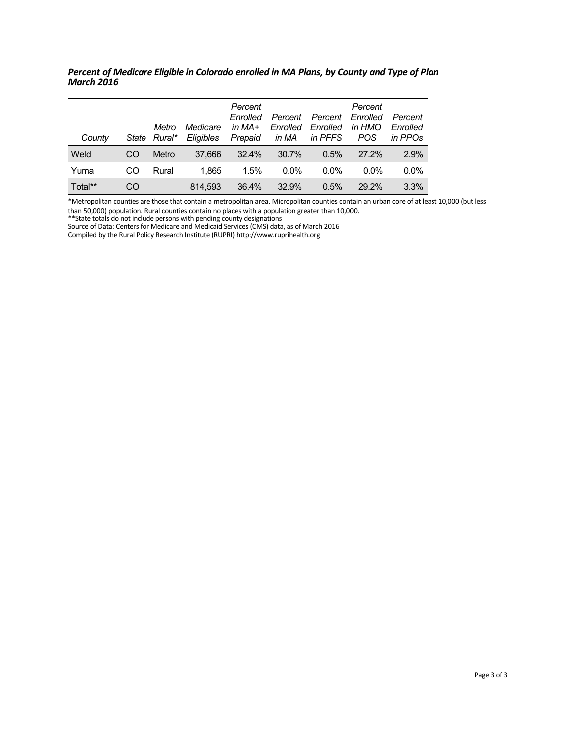***Percent of Medicare Eligible in Colorado enrolled in MA Plans, by County and Type of Plan March 2016***

| *County* | *State* | *Metro Rural\** | *Medicare Eligibles* | *Percent Enrolled in MA+ Prepaid* | *Percent Enrolled in MA* | *Percent Enrolled in PFFS* | *Percent Enrolled in HMO POS* | *Percent Enrolled in PPOs* |
|---|---|---|---|---|---|---|---|---|
| Weld | CO | Metro | 37,666 | 32.4% | 30.7% | 0.5% | 27.2% | 2.9% |
| Yuma | CO | Rural | 1,865 | 1.5% | 0.0% | 0.0% | 0.0% | 0.0% |
| Total** | CO | | 814,593 | 36.4% | 32.9% | 0.5% | 29.2% | 3.3% |

*Metropolitan counties are those that contain a metropolitan area. Micropolitan counties contain an urban core of at least 10,000 (but less than 50,000) population. Rural counties contain no places with a population greater than 10,000.

**State totals do not include persons with pending county designations

Source of Data: Centers for Medicare and Medicaid Services (CMS) data, as of March 2016

Compiled by the Rural Policy Research Institute (RUPRI) http://www.ruprihealth.org